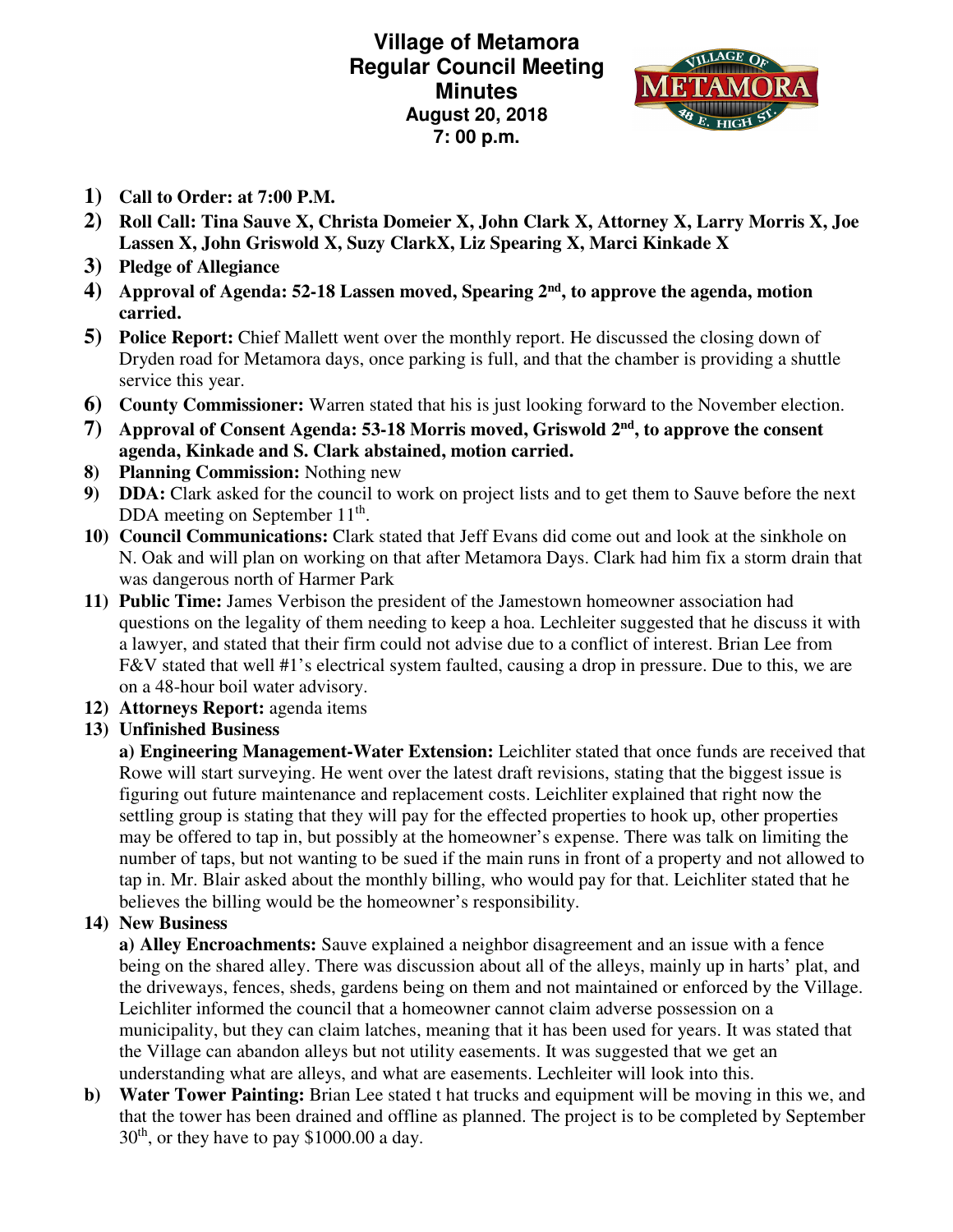# Village of Metamora
## Regular Council Meeting
## Minutes
**August 20, 2018**
**7: 00 p.m.**

1) **Call to Order: at 7:00 P.M.**
2) **Roll Call: Tina Sauve X, Christa Domeier X, John Clark X, Attorney X, Larry Morris X, Joe Lassen X, John Griswold X, Suzy ClarkX, Liz Spearing X, Marci Kinkade X**
3) **Pledge of Allegiance**
4) **Approval of Agenda: 52-18 Lassen moved, Spearing 2nd, to approve the agenda, motion carried.**
5) **Police Report:** Chief Mallett went over the monthly report. He discussed the closing down of Dryden road for Metamora days, once parking is full, and that the chamber is providing a shuttle service this year.
6) **County Commissioner:** Warren stated that his is just looking forward to the November election.
7) **Approval of Consent Agenda: 53-18 Morris moved, Griswold 2nd, to approve the consent agenda, Kinkade and S. Clark abstained, motion carried.**
8) **Planning Commission:** Nothing new
9) **DDA:** Clark asked for the council to work on project lists and to get them to Sauve before the next DDA meeting on September 11th.
10) **Council Communications:** Clark stated that Jeff Evans did come out and look at the sinkhole on N. Oak and will plan on working on that after Metamora Days. Clark had him fix a storm drain that was dangerous north of Harmer Park
11) **Public Time:** James Verbison the president of the Jamestown homeowner association had questions on the legality of them needing to keep a hoa. Lechleiter suggested that he discuss it with a lawyer, and stated that their firm could not advise due to a conflict of interest. Brian Lee from F&V stated that well #1's electrical system faulted, causing a drop in pressure. Due to this, we are on a 48-hour boil water advisory.
12) **Attorneys Report:** agenda items
13) **Unfinished Business**

    **a) Engineering Management-Water Extension:** Leichliter stated that once funds are received that Rowe will start surveying. He went over the latest draft revisions, stating that the biggest issue is figuring out future maintenance and replacement costs. Leichliter explained that right now the settling group is stating that they will pay for the effected properties to hook up, other properties may be offered to tap in, but possibly at the homeowner's expense. There was talk on limiting the number of taps, but not wanting to be sued if the main runs in front of a property and not allowed to tap in. Mr. Blair asked about the monthly billing, who would pay for that. Leichliter stated that he believes the billing would be the homeowner's responsibility.
14) **New Business**

    **a) Alley Encroachments:** Sauve explained a neighbor disagreement and an issue with a fence being on the shared alley. There was discussion about all of the alleys, mainly up in harts' plat, and the driveways, fences, sheds, gardens being on them and not maintained or enforced by the Village. Leichliter informed the council that a homeowner cannot claim adverse possession on a municipality, but they can claim latches, meaning that it has been used for years. It was stated that the Village can abandon alleys but not utility easements. It was suggested that we get an understanding what are alleys, and what are easements. Lechleiter will look into this.

b) **Water Tower Painting:** Brian Lee stated t hat trucks and equipment will be moving in this we, and that the tower has been drained and offline as planned. The project is to be completed by September 30th, or they have to pay $1000.00 a day.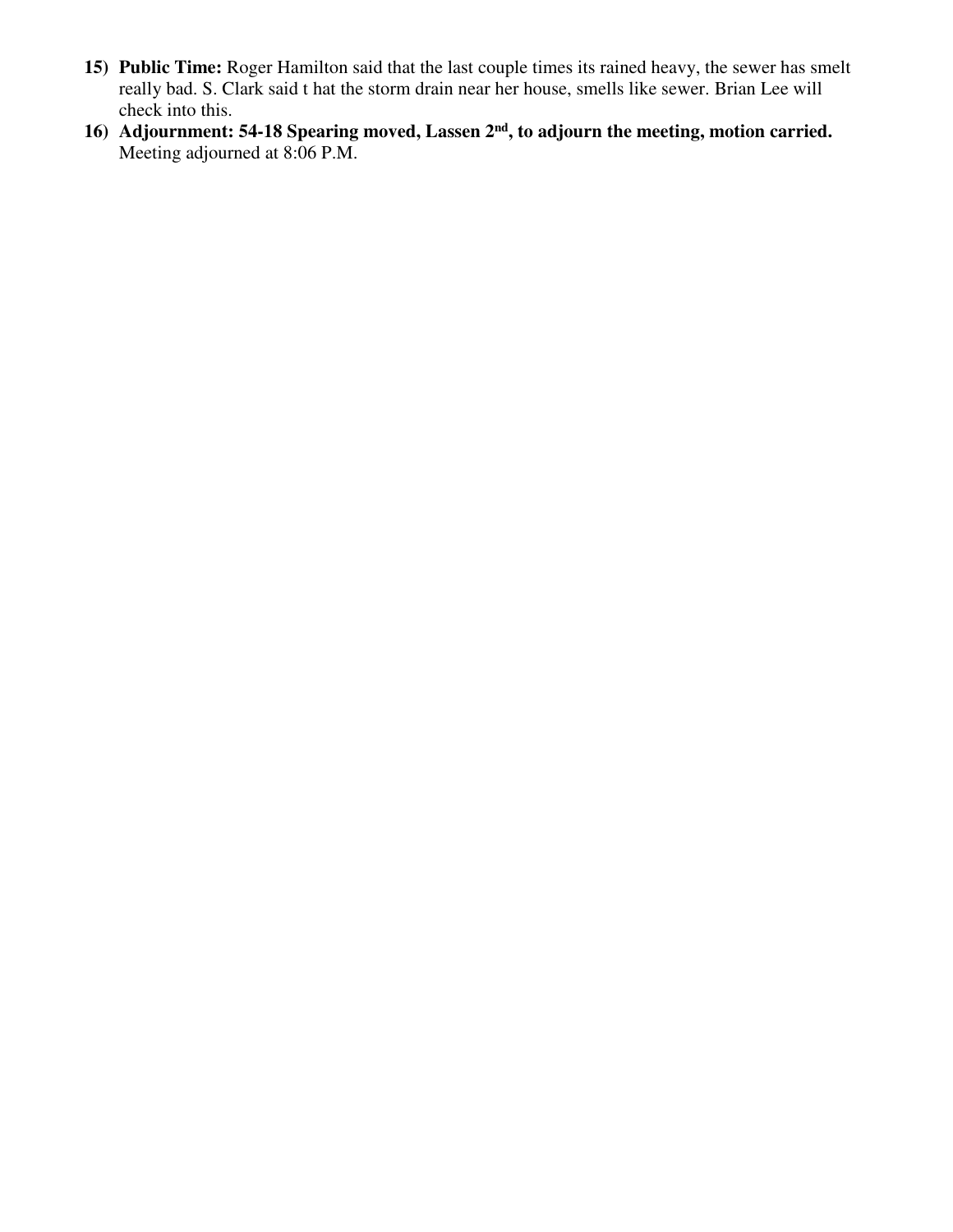15) **Public Time:** Roger Hamilton said that the last couple times its rained heavy, the sewer has smelt really bad. S. Clark said t hat the storm drain near her house, smells like sewer. Brian Lee will check into this.
16) **Adjournment: 54-18 Spearing moved, Lassen 2nd, to adjourn the meeting, motion carried.** Meeting adjourned at 8:06 P.M.